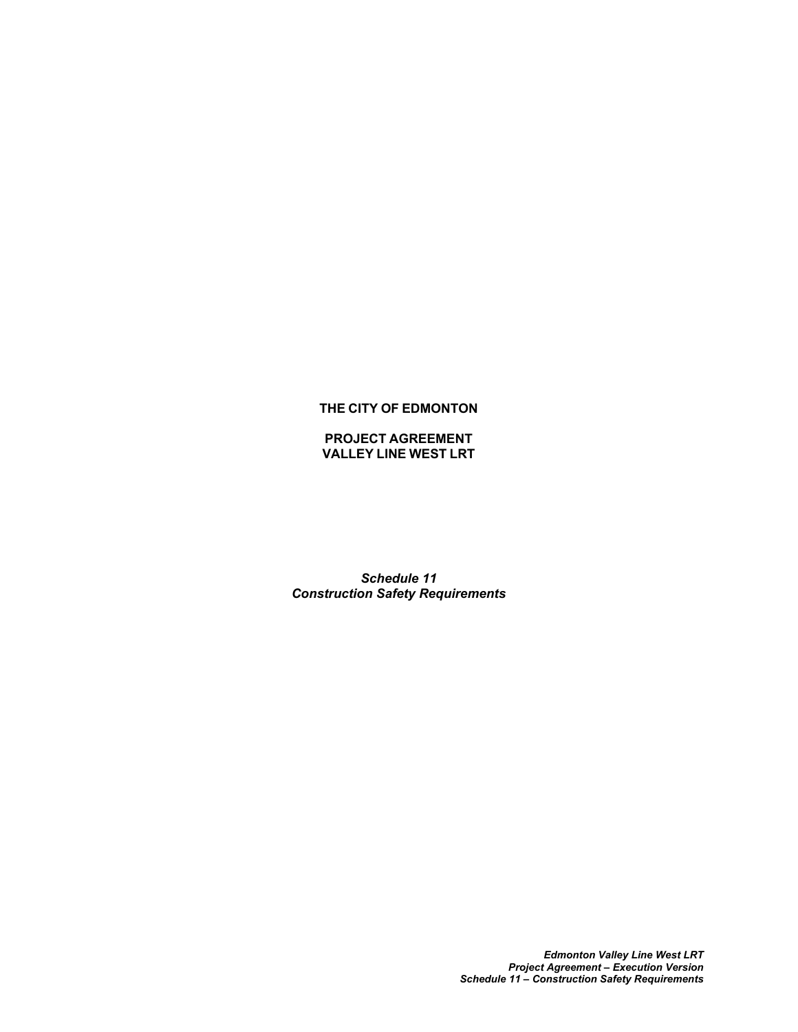**THE CITY OF EDMONTON**

**PROJECT AGREEMENT**
**VALLEY LINE WEST LRT**

***Schedule 11***
***Construction Safety Requirements***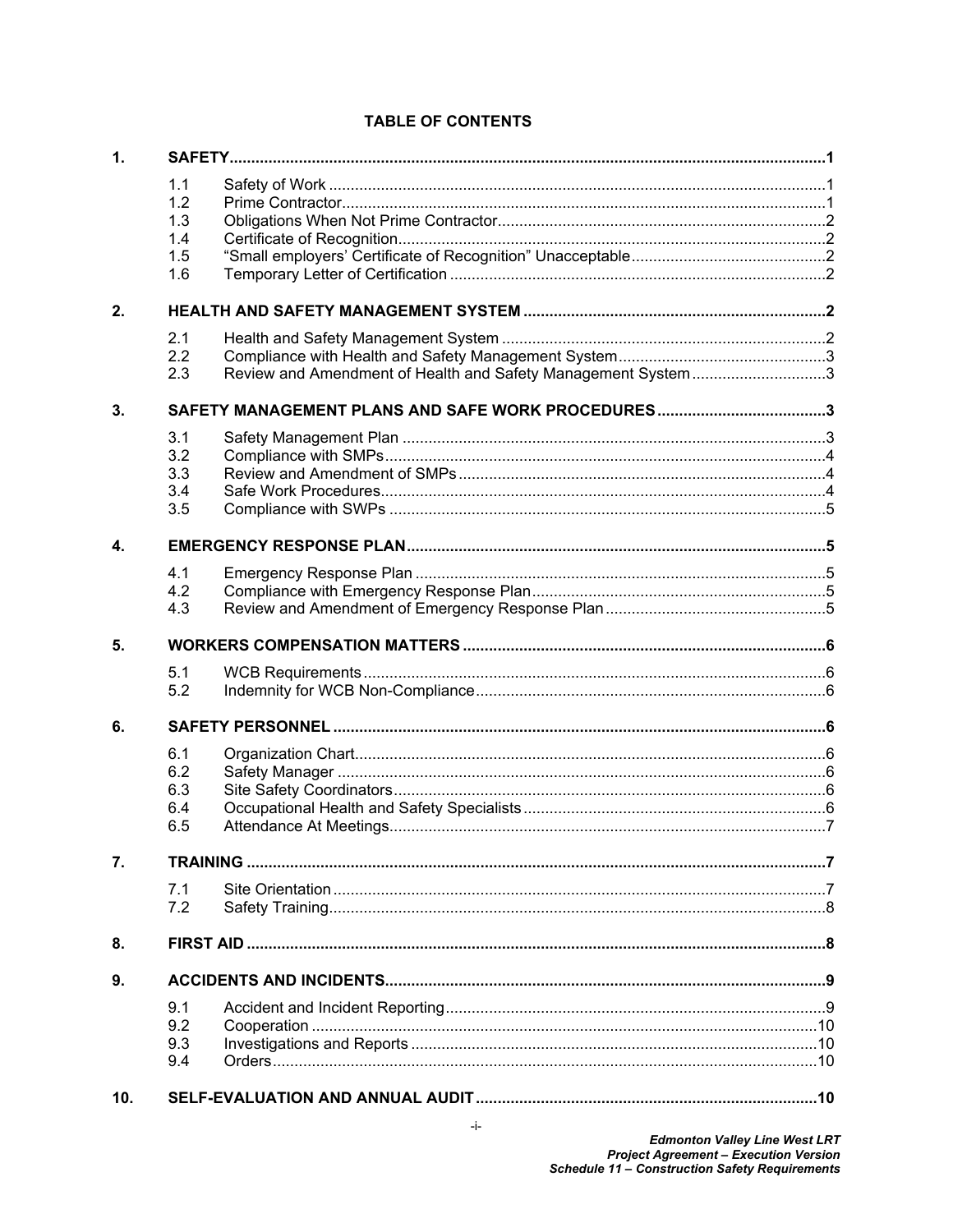## TABLE OF CONTENTS

| | | | |
|---|---|---|---|
| **1.** | **SAFETY** | | **1** |
| | 1.1 | Safety of Work | 1 |
| | 1.2 | Prime Contractor | 1 |
| | 1.3 | Obligations When Not Prime Contractor | 2 |
| | 1.4 | Certificate of Recognition | 2 |
| | 1.5 | "Small employers' Certificate of Recognition" Unacceptable | 2 |
| | 1.6 | Temporary Letter of Certification | 2 |
| **2.** | **HEALTH AND SAFETY MANAGEMENT SYSTEM** | | **2** |
| | 2.1 | Health and Safety Management System | 2 |
| | 2.2 | Compliance with Health and Safety Management System | 3 |
| | 2.3 | Review and Amendment of Health and Safety Management System | 3 |
| **3.** | **SAFETY MANAGEMENT PLANS AND SAFE WORK PROCEDURES** | | **3** |
| | 3.1 | Safety Management Plan | 3 |
| | 3.2 | Compliance with SMPs | 4 |
| | 3.3 | Review and Amendment of SMPs | 4 |
| | 3.4 | Safe Work Procedures | 4 |
| | 3.5 | Compliance with SWPs | 5 |
| **4.** | **EMERGENCY RESPONSE PLAN** | | **5** |
| | 4.1 | Emergency Response Plan | 5 |
| | 4.2 | Compliance with Emergency Response Plan | 5 |
| | 4.3 | Review and Amendment of Emergency Response Plan | 5 |
| **5.** | **WORKERS COMPENSATION MATTERS** | | **6** |
| | 5.1 | WCB Requirements | 6 |
| | 5.2 | Indemnity for WCB Non-Compliance | 6 |
| **6.** | **SAFETY PERSONNEL** | | **6** |
| | 6.1 | Organization Chart | 6 |
| | 6.2 | Safety Manager | 6 |
| | 6.3 | Site Safety Coordinators | 6 |
| | 6.4 | Occupational Health and Safety Specialists | 6 |
| | 6.5 | Attendance At Meetings | 7 |
| **7.** | **TRAINING** | | **7** |
| | 7.1 | Site Orientation | 7 |
| | 7.2 | Safety Training | 8 |
| **8.** | **FIRST AID** | | **8** |
| **9.** | **ACCIDENTS AND INCIDENTS** | | **9** |
| | 9.1 | Accident and Incident Reporting | 9 |
| | 9.2 | Cooperation | 10 |
| | 9.3 | Investigations and Reports | 10 |
| | 9.4 | Orders | 10 |
| **10.** | **SELF-EVALUATION AND ANNUAL AUDIT** | | **10** |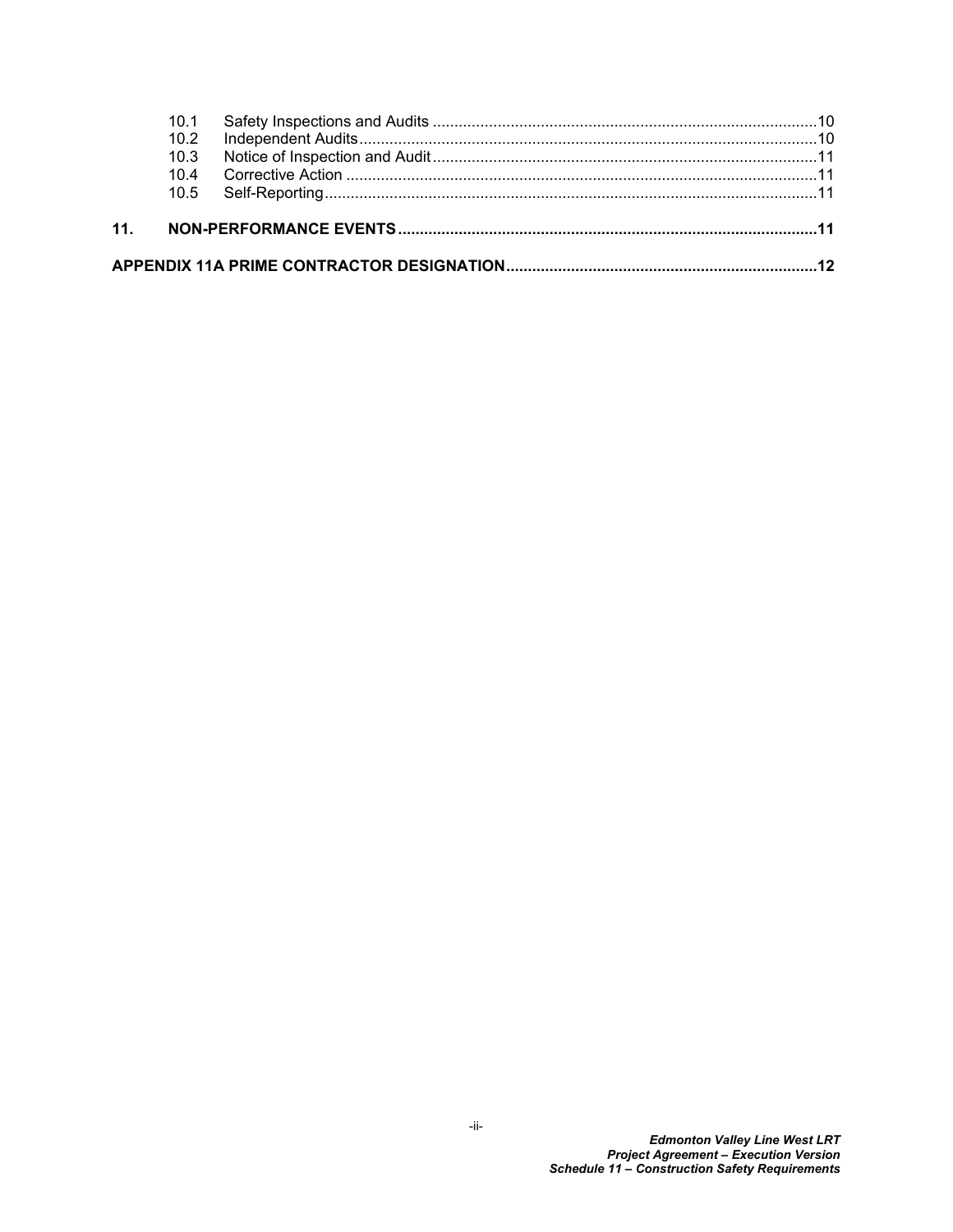10.1 Safety Inspections and Audits ........................................................................................10
10.2 Independent Audits.........................................................................................................10
10.3 Notice of Inspection and Audit........................................................................................11
10.4 Corrective Action ............................................................................................................11
10.5 Self-Reporting.................................................................................................................11

**11. NON-PERFORMANCE EVENTS................................................................................................11**

**APPENDIX 11A PRIME CONTRACTOR DESIGNATION.......................................................................12**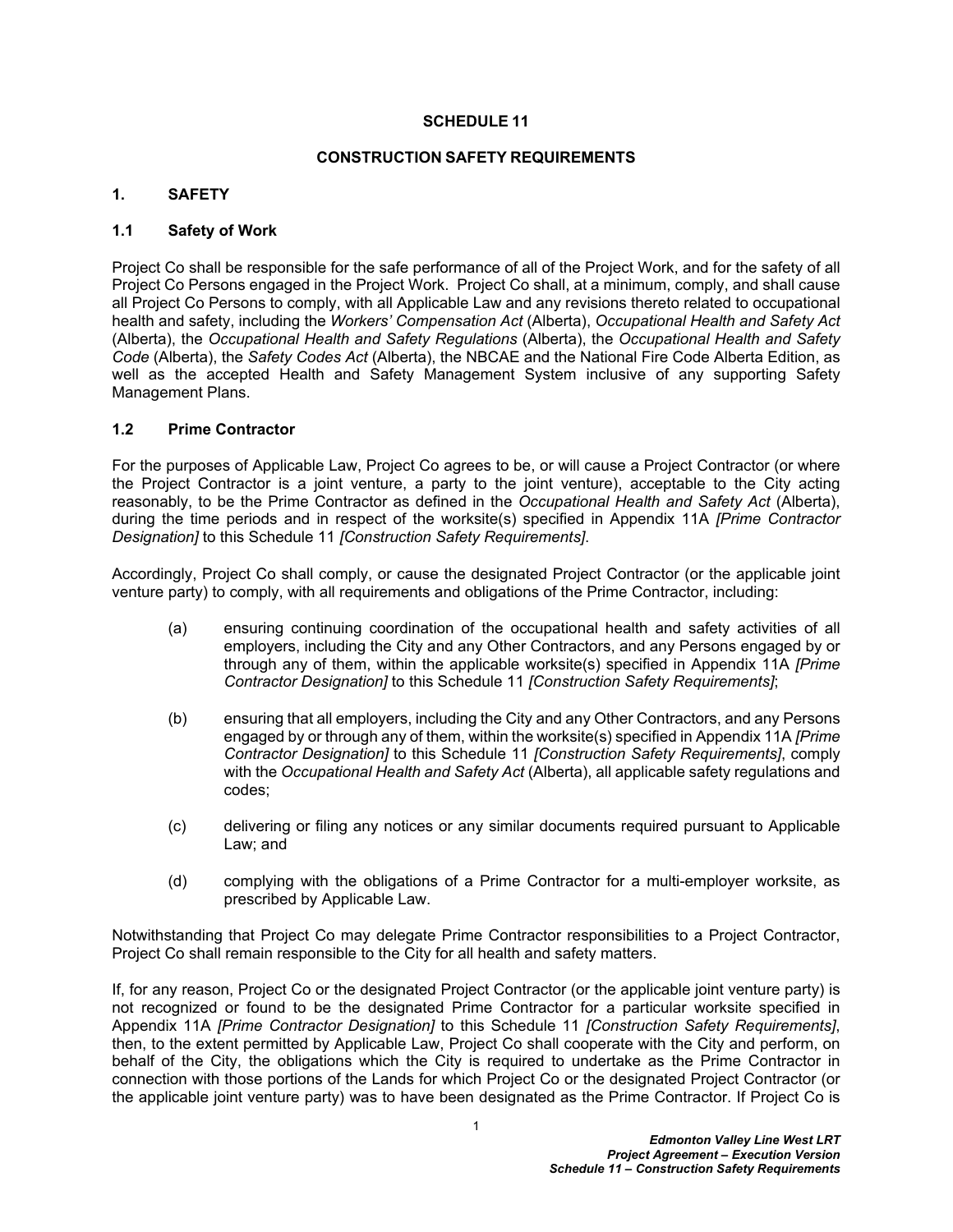# SCHEDULE 11

# CONSTRUCTION SAFETY REQUIREMENTS

## 1. SAFETY

### 1.1 Safety of Work

Project Co shall be responsible for the safe performance of all of the Project Work, and for the safety of all Project Co Persons engaged in the Project Work. Project Co shall, at a minimum, comply, and shall cause all Project Co Persons to comply, with all Applicable Law and any revisions thereto related to occupational health and safety, including the *Workers' Compensation Act* (Alberta), *Occupational Health and Safety Act* (Alberta), the *Occupational Health and Safety Regulations* (Alberta), the *Occupational Health and Safety Code* (Alberta), the *Safety Codes Act* (Alberta), the NBCAE and the National Fire Code Alberta Edition, as well as the accepted Health and Safety Management System inclusive of any supporting Safety Management Plans.

### 1.2 Prime Contractor

For the purposes of Applicable Law, Project Co agrees to be, or will cause a Project Contractor (or where the Project Contractor is a joint venture, a party to the joint venture), acceptable to the City acting reasonably, to be the Prime Contractor as defined in the *Occupational Health and Safety Act* (Alberta), during the time periods and in respect of the worksite(s) specified in Appendix 11A *[Prime Contractor Designation]* to this Schedule 11 *[Construction Safety Requirements]*.

Accordingly, Project Co shall comply, or cause the designated Project Contractor (or the applicable joint venture party) to comply, with all requirements and obligations of the Prime Contractor, including:

(a) ensuring continuing coordination of the occupational health and safety activities of all employers, including the City and any Other Contractors, and any Persons engaged by or through any of them, within the applicable worksite(s) specified in Appendix 11A *[Prime Contractor Designation]* to this Schedule 11 *[Construction Safety Requirements]*;

(b) ensuring that all employers, including the City and any Other Contractors, and any Persons engaged by or through any of them, within the worksite(s) specified in Appendix 11A *[Prime Contractor Designation]* to this Schedule 11 *[Construction Safety Requirements]*, comply with the *Occupational Health and Safety Act* (Alberta), all applicable safety regulations and codes;

(c) delivering or filing any notices or any similar documents required pursuant to Applicable Law; and

(d) complying with the obligations of a Prime Contractor for a multi-employer worksite, as prescribed by Applicable Law.

Notwithstanding that Project Co may delegate Prime Contractor responsibilities to a Project Contractor, Project Co shall remain responsible to the City for all health and safety matters.

If, for any reason, Project Co or the designated Project Contractor (or the applicable joint venture party) is not recognized or found to be the designated Prime Contractor for a particular worksite specified in Appendix 11A *[Prime Contractor Designation]* to this Schedule 11 *[Construction Safety Requirements]*, then, to the extent permitted by Applicable Law, Project Co shall cooperate with the City and perform, on behalf of the City, the obligations which the City is required to undertake as the Prime Contractor in connection with those portions of the Lands for which Project Co or the designated Project Contractor (or the applicable joint venture party) was to have been designated as the Prime Contractor. If Project Co is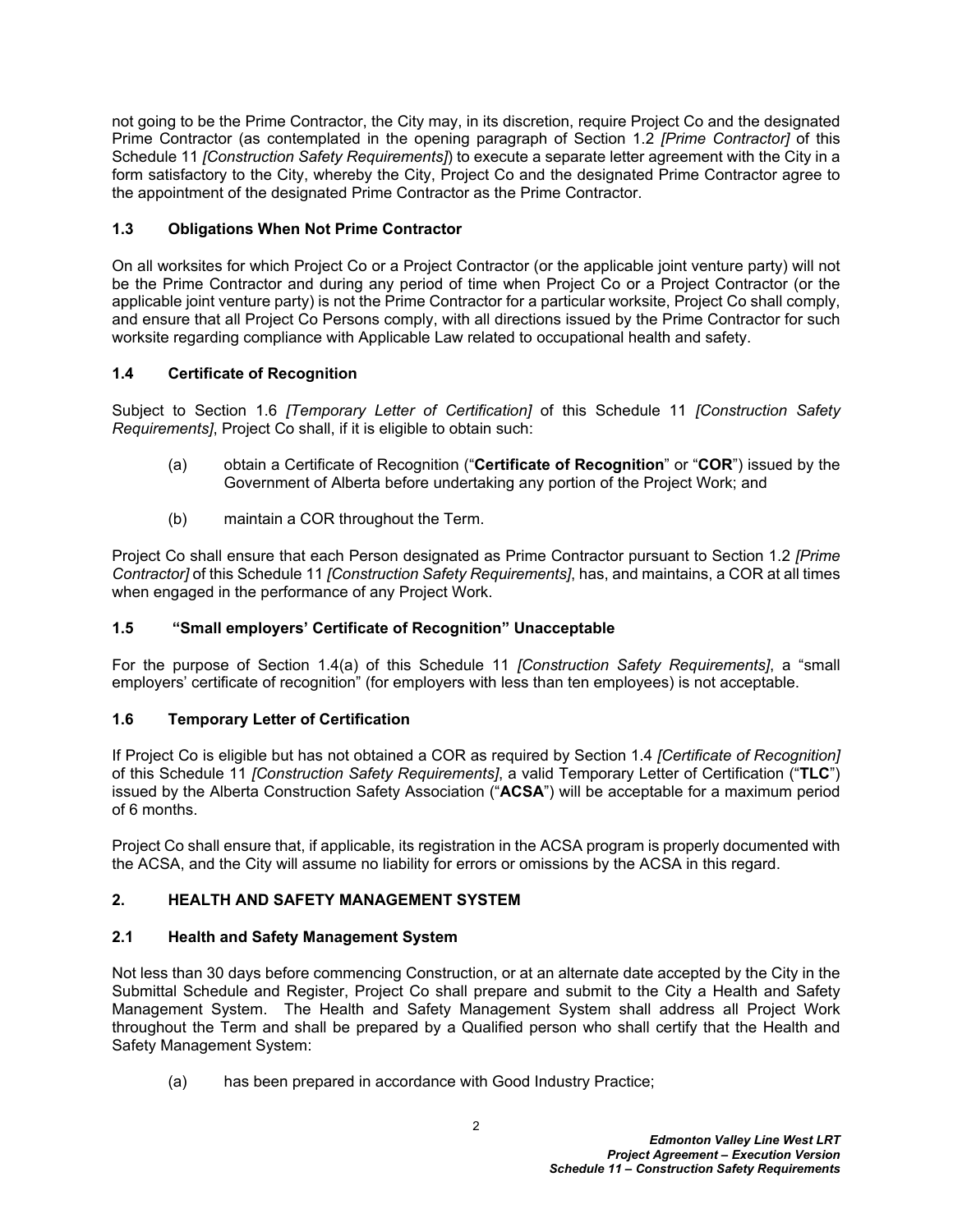not going to be the Prime Contractor, the City may, in its discretion, require Project Co and the designated Prime Contractor (as contemplated in the opening paragraph of Section 1.2 *[Prime Contractor]* of this Schedule 11 *[Construction Safety Requirements]*) to execute a separate letter agreement with the City in a form satisfactory to the City, whereby the City, Project Co and the designated Prime Contractor agree to the appointment of the designated Prime Contractor as the Prime Contractor.

### 1.3 Obligations When Not Prime Contractor

On all worksites for which Project Co or a Project Contractor (or the applicable joint venture party) will not be the Prime Contractor and during any period of time when Project Co or a Project Contractor (or the applicable joint venture party) is not the Prime Contractor for a particular worksite, Project Co shall comply, and ensure that all Project Co Persons comply, with all directions issued by the Prime Contractor for such worksite regarding compliance with Applicable Law related to occupational health and safety.

### 1.4 Certificate of Recognition

Subject to Section 1.6 *[Temporary Letter of Certification]* of this Schedule 11 *[Construction Safety Requirements]*, Project Co shall, if it is eligible to obtain such:

(a) obtain a Certificate of Recognition ("**Certificate of Recognition**" or "**COR**") issued by the Government of Alberta before undertaking any portion of the Project Work; and

(b) maintain a COR throughout the Term.

Project Co shall ensure that each Person designated as Prime Contractor pursuant to Section 1.2 *[Prime Contractor]* of this Schedule 11 *[Construction Safety Requirements]*, has, and maintains, a COR at all times when engaged in the performance of any Project Work.

### 1.5 "Small employers' Certificate of Recognition" Unacceptable

For the purpose of Section 1.4(a) of this Schedule 11 *[Construction Safety Requirements]*, a "small employers' certificate of recognition" (for employers with less than ten employees) is not acceptable.

### 1.6 Temporary Letter of Certification

If Project Co is eligible but has not obtained a COR as required by Section 1.4 *[Certificate of Recognition]* of this Schedule 11 *[Construction Safety Requirements]*, a valid Temporary Letter of Certification ("**TLC**") issued by the Alberta Construction Safety Association ("**ACSA**") will be acceptable for a maximum period of 6 months.

Project Co shall ensure that, if applicable, its registration in the ACSA program is properly documented with the ACSA, and the City will assume no liability for errors or omissions by the ACSA in this regard.

## 2. HEALTH AND SAFETY MANAGEMENT SYSTEM

### 2.1 Health and Safety Management System

Not less than 30 days before commencing Construction, or at an alternate date accepted by the City in the Submittal Schedule and Register, Project Co shall prepare and submit to the City a Health and Safety Management System. The Health and Safety Management System shall address all Project Work throughout the Term and shall be prepared by a Qualified person who shall certify that the Health and Safety Management System:

(a) has been prepared in accordance with Good Industry Practice;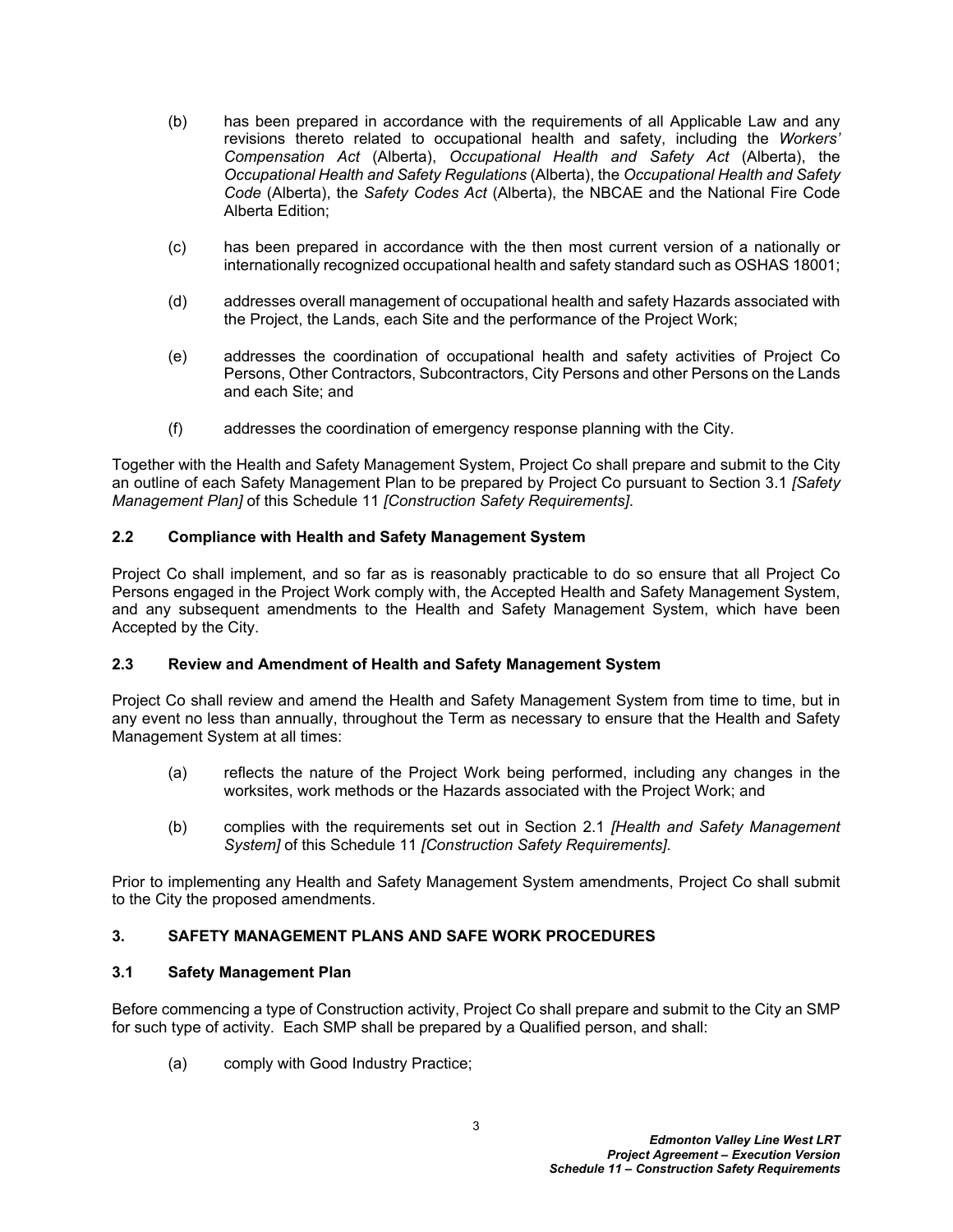(b) has been prepared in accordance with the requirements of all Applicable Law and any revisions thereto related to occupational health and safety, including the *Workers' Compensation Act* (Alberta), *Occupational Health and Safety Act* (Alberta), the *Occupational Health and Safety Regulations* (Alberta), the *Occupational Health and Safety Code* (Alberta), the *Safety Codes Act* (Alberta), the NBCAE and the National Fire Code Alberta Edition;

(c) has been prepared in accordance with the then most current version of a nationally or internationally recognized occupational health and safety standard such as OSHAS 18001;

(d) addresses overall management of occupational health and safety Hazards associated with the Project, the Lands, each Site and the performance of the Project Work;

(e) addresses the coordination of occupational health and safety activities of Project Co Persons, Other Contractors, Subcontractors, City Persons and other Persons on the Lands and each Site; and

(f) addresses the coordination of emergency response planning with the City.

Together with the Health and Safety Management System, Project Co shall prepare and submit to the City an outline of each Safety Management Plan to be prepared by Project Co pursuant to Section 3.1 *[Safety Management Plan]* of this Schedule 11 *[Construction Safety Requirements]*.

### 2.2 Compliance with Health and Safety Management System

Project Co shall implement, and so far as is reasonably practicable to do so ensure that all Project Co Persons engaged in the Project Work comply with, the Accepted Health and Safety Management System, and any subsequent amendments to the Health and Safety Management System, which have been Accepted by the City.

### 2.3 Review and Amendment of Health and Safety Management System

Project Co shall review and amend the Health and Safety Management System from time to time, but in any event no less than annually, throughout the Term as necessary to ensure that the Health and Safety Management System at all times:

(a) reflects the nature of the Project Work being performed, including any changes in the worksites, work methods or the Hazards associated with the Project Work; and

(b) complies with the requirements set out in Section 2.1 *[Health and Safety Management System]* of this Schedule 11 *[Construction Safety Requirements]*.

Prior to implementing any Health and Safety Management System amendments, Project Co shall submit to the City the proposed amendments.

## 3. SAFETY MANAGEMENT PLANS AND SAFE WORK PROCEDURES

### 3.1 Safety Management Plan

Before commencing a type of Construction activity, Project Co shall prepare and submit to the City an SMP for such type of activity. Each SMP shall be prepared by a Qualified person, and shall:

(a) comply with Good Industry Practice;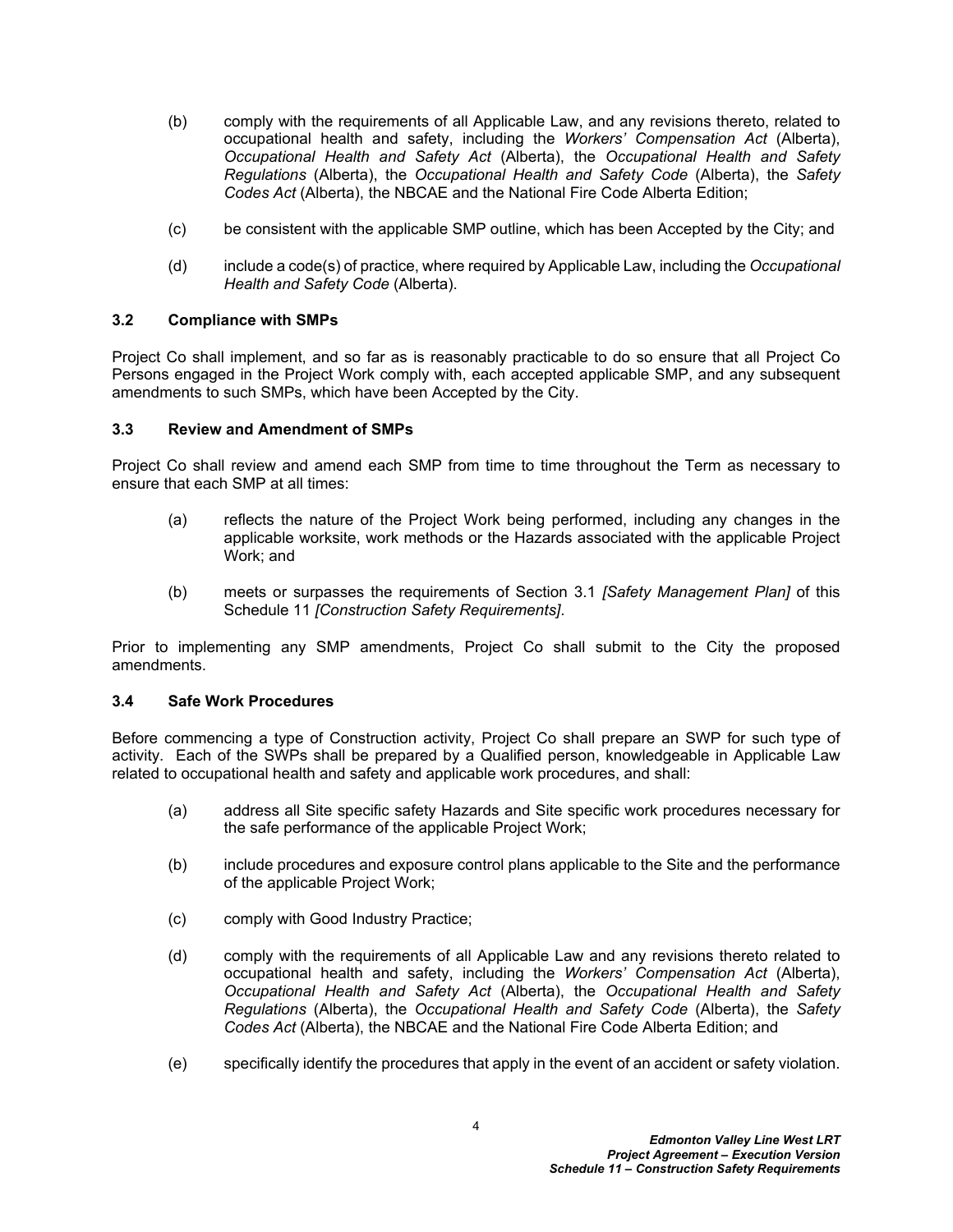(b) comply with the requirements of all Applicable Law, and any revisions thereto, related to occupational health and safety, including the *Workers' Compensation Act* (Alberta), *Occupational Health and Safety Act* (Alberta), the *Occupational Health and Safety Regulations* (Alberta), the *Occupational Health and Safety Code* (Alberta), the *Safety Codes Act* (Alberta), the NBCAE and the National Fire Code Alberta Edition;

(c) be consistent with the applicable SMP outline, which has been Accepted by the City; and

(d) include a code(s) of practice, where required by Applicable Law, including the *Occupational Health and Safety Code* (Alberta).

### 3.2 Compliance with SMPs

Project Co shall implement, and so far as is reasonably practicable to do so ensure that all Project Co Persons engaged in the Project Work comply with, each accepted applicable SMP, and any subsequent amendments to such SMPs, which have been Accepted by the City.

### 3.3 Review and Amendment of SMPs

Project Co shall review and amend each SMP from time to time throughout the Term as necessary to ensure that each SMP at all times:

(a) reflects the nature of the Project Work being performed, including any changes in the applicable worksite, work methods or the Hazards associated with the applicable Project Work; and

(b) meets or surpasses the requirements of Section 3.1 *[Safety Management Plan]* of this Schedule 11 *[Construction Safety Requirements]*.

Prior to implementing any SMP amendments, Project Co shall submit to the City the proposed amendments.

### 3.4 Safe Work Procedures

Before commencing a type of Construction activity, Project Co shall prepare an SWP for such type of activity. Each of the SWPs shall be prepared by a Qualified person, knowledgeable in Applicable Law related to occupational health and safety and applicable work procedures, and shall:

(a) address all Site specific safety Hazards and Site specific work procedures necessary for the safe performance of the applicable Project Work;

(b) include procedures and exposure control plans applicable to the Site and the performance of the applicable Project Work;

(c) comply with Good Industry Practice;

(d) comply with the requirements of all Applicable Law and any revisions thereto related to occupational health and safety, including the *Workers' Compensation Act* (Alberta), *Occupational Health and Safety Act* (Alberta), the *Occupational Health and Safety Regulations* (Alberta), the *Occupational Health and Safety Code* (Alberta), the *Safety Codes Act* (Alberta), the NBCAE and the National Fire Code Alberta Edition; and

(e) specifically identify the procedures that apply in the event of an accident or safety violation.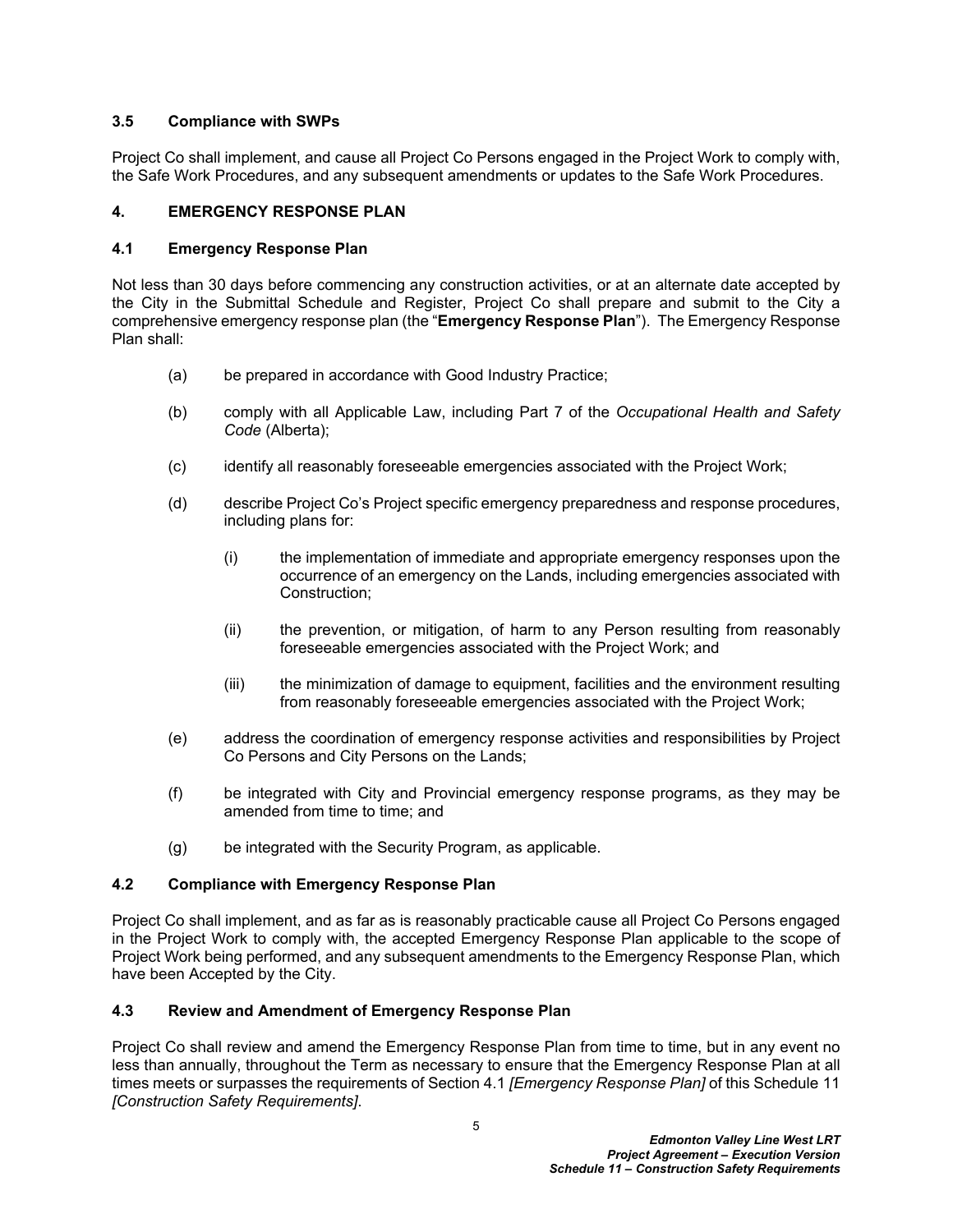### 3.5 Compliance with SWPs

Project Co shall implement, and cause all Project Co Persons engaged in the Project Work to comply with, the Safe Work Procedures, and any subsequent amendments or updates to the Safe Work Procedures.

## 4. EMERGENCY RESPONSE PLAN

### 4.1 Emergency Response Plan

Not less than 30 days before commencing any construction activities, or at an alternate date accepted by the City in the Submittal Schedule and Register, Project Co shall prepare and submit to the City a comprehensive emergency response plan (the "**Emergency Response Plan**"). The Emergency Response Plan shall:

(a) be prepared in accordance with Good Industry Practice;

(b) comply with all Applicable Law, including Part 7 of the *Occupational Health and Safety Code* (Alberta);

(c) identify all reasonably foreseeable emergencies associated with the Project Work;

(d) describe Project Co's Project specific emergency preparedness and response procedures, including plans for:

 (i) the implementation of immediate and appropriate emergency responses upon the occurrence of an emergency on the Lands, including emergencies associated with Construction;

 (ii) the prevention, or mitigation, of harm to any Person resulting from reasonably foreseeable emergencies associated with the Project Work; and

 (iii) the minimization of damage to equipment, facilities and the environment resulting from reasonably foreseeable emergencies associated with the Project Work;

(e) address the coordination of emergency response activities and responsibilities by Project Co Persons and City Persons on the Lands;

(f) be integrated with City and Provincial emergency response programs, as they may be amended from time to time; and

(g) be integrated with the Security Program, as applicable.

### 4.2 Compliance with Emergency Response Plan

Project Co shall implement, and as far as is reasonably practicable cause all Project Co Persons engaged in the Project Work to comply with, the accepted Emergency Response Plan applicable to the scope of Project Work being performed, and any subsequent amendments to the Emergency Response Plan, which have been Accepted by the City.

### 4.3 Review and Amendment of Emergency Response Plan

Project Co shall review and amend the Emergency Response Plan from time to time, but in any event no less than annually, throughout the Term as necessary to ensure that the Emergency Response Plan at all times meets or surpasses the requirements of Section 4.1 *[Emergency Response Plan]* of this Schedule 11 *[Construction Safety Requirements]*.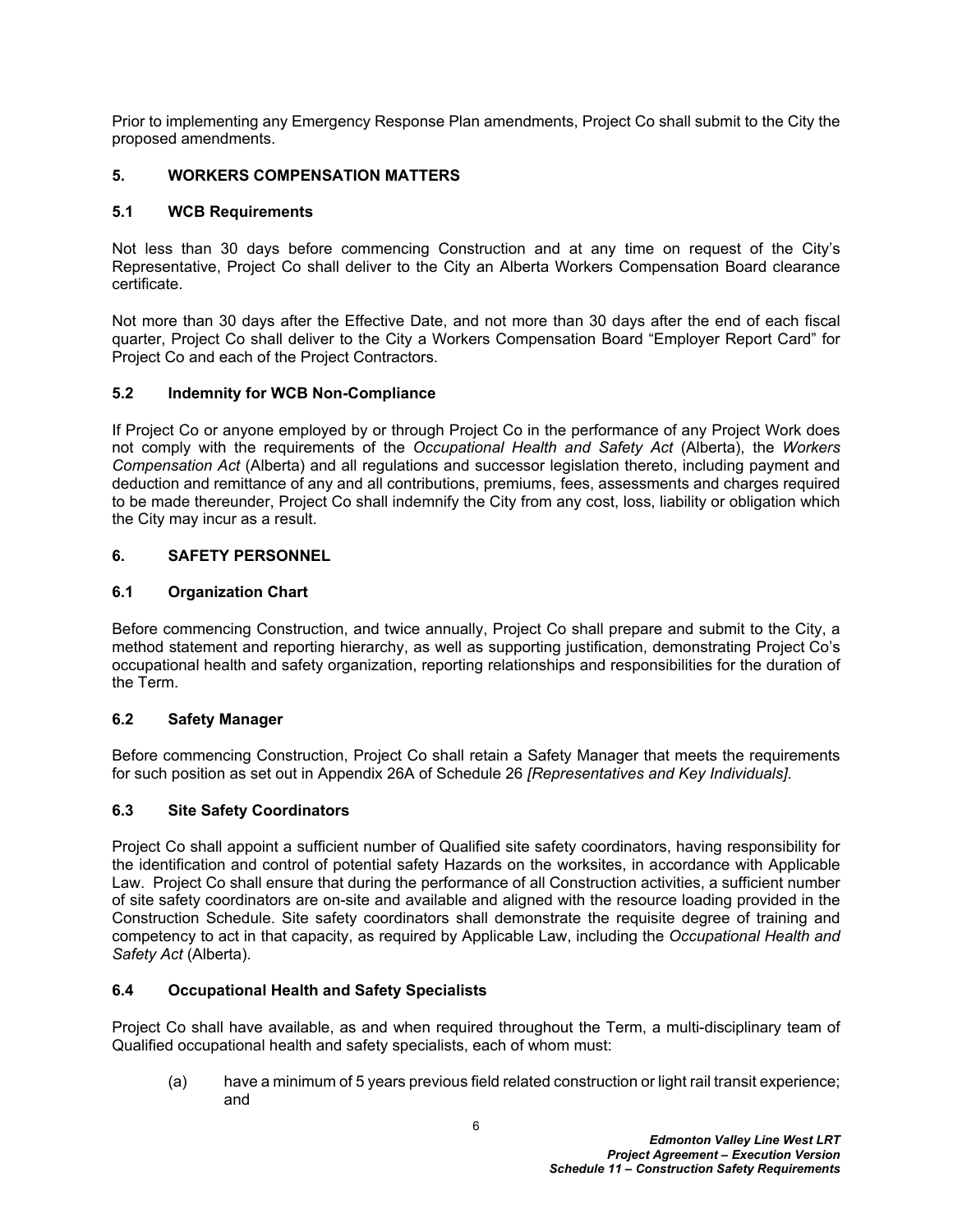Prior to implementing any Emergency Response Plan amendments, Project Co shall submit to the City the proposed amendments.

## 5. WORKERS COMPENSATION MATTERS

### 5.1 WCB Requirements

Not less than 30 days before commencing Construction and at any time on request of the City's Representative, Project Co shall deliver to the City an Alberta Workers Compensation Board clearance certificate.

Not more than 30 days after the Effective Date, and not more than 30 days after the end of each fiscal quarter, Project Co shall deliver to the City a Workers Compensation Board "Employer Report Card" for Project Co and each of the Project Contractors.

### 5.2 Indemnity for WCB Non-Compliance

If Project Co or anyone employed by or through Project Co in the performance of any Project Work does not comply with the requirements of the *Occupational Health and Safety Act* (Alberta), the *Workers Compensation Act* (Alberta) and all regulations and successor legislation thereto, including payment and deduction and remittance of any and all contributions, premiums, fees, assessments and charges required to be made thereunder, Project Co shall indemnify the City from any cost, loss, liability or obligation which the City may incur as a result.

## 6. SAFETY PERSONNEL

### 6.1 Organization Chart

Before commencing Construction, and twice annually, Project Co shall prepare and submit to the City, a method statement and reporting hierarchy, as well as supporting justification, demonstrating Project Co's occupational health and safety organization, reporting relationships and responsibilities for the duration of the Term.

### 6.2 Safety Manager

Before commencing Construction, Project Co shall retain a Safety Manager that meets the requirements for such position as set out in Appendix 26A of Schedule 26 *[Representatives and Key Individuals]*.

### 6.3 Site Safety Coordinators

Project Co shall appoint a sufficient number of Qualified site safety coordinators, having responsibility for the identification and control of potential safety Hazards on the worksites, in accordance with Applicable Law. Project Co shall ensure that during the performance of all Construction activities, a sufficient number of site safety coordinators are on-site and available and aligned with the resource loading provided in the Construction Schedule. Site safety coordinators shall demonstrate the requisite degree of training and competency to act in that capacity, as required by Applicable Law, including the *Occupational Health and Safety Act* (Alberta).

### 6.4 Occupational Health and Safety Specialists

Project Co shall have available, as and when required throughout the Term, a multi-disciplinary team of Qualified occupational health and safety specialists, each of whom must:

(a) have a minimum of 5 years previous field related construction or light rail transit experience; and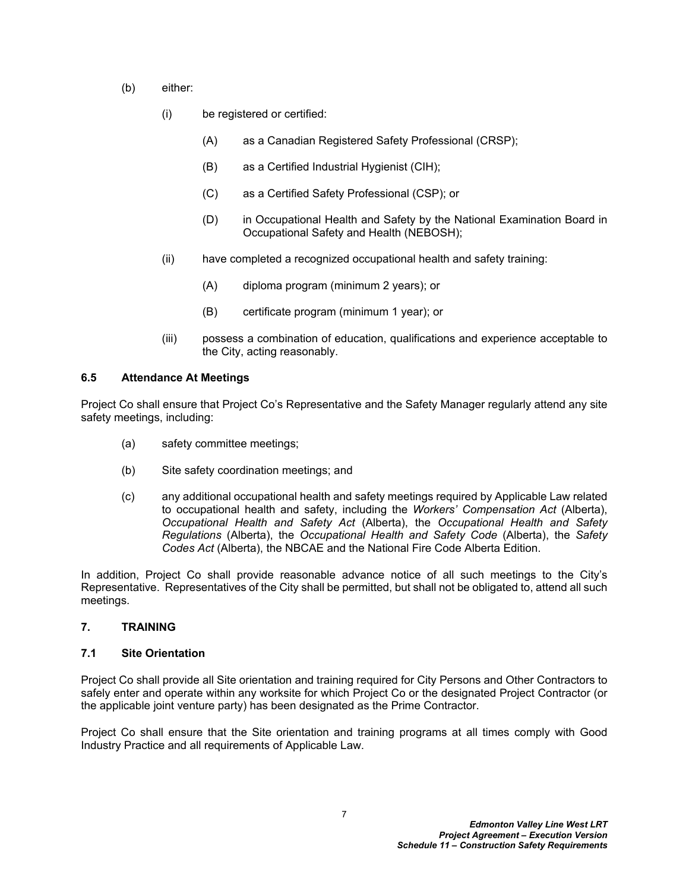(b) either:

   (i) be registered or certified:

      (A) as a Canadian Registered Safety Professional (CRSP);

      (B) as a Certified Industrial Hygienist (CIH);

      (C) as a Certified Safety Professional (CSP); or

      (D) in Occupational Health and Safety by the National Examination Board in Occupational Safety and Health (NEBOSH);

   (ii) have completed a recognized occupational health and safety training:

      (A) diploma program (minimum 2 years); or

      (B) certificate program (minimum 1 year); or

   (iii) possess a combination of education, qualifications and experience acceptable to the City, acting reasonably.

### 6.5 Attendance At Meetings

Project Co shall ensure that Project Co's Representative and the Safety Manager regularly attend any site safety meetings, including:

(a) safety committee meetings;

(b) Site safety coordination meetings; and

(c) any additional occupational health and safety meetings required by Applicable Law related to occupational health and safety, including the *Workers' Compensation Act* (Alberta), *Occupational Health and Safety Act* (Alberta), the *Occupational Health and Safety Regulations* (Alberta), the *Occupational Health and Safety Code* (Alberta), the *Safety Codes Act* (Alberta), the NBCAE and the National Fire Code Alberta Edition.

In addition, Project Co shall provide reasonable advance notice of all such meetings to the City's Representative. Representatives of the City shall be permitted, but shall not be obligated to, attend all such meetings.

## 7. TRAINING

### 7.1 Site Orientation

Project Co shall provide all Site orientation and training required for City Persons and Other Contractors to safely enter and operate within any worksite for which Project Co or the designated Project Contractor (or the applicable joint venture party) has been designated as the Prime Contractor.

Project Co shall ensure that the Site orientation and training programs at all times comply with Good Industry Practice and all requirements of Applicable Law.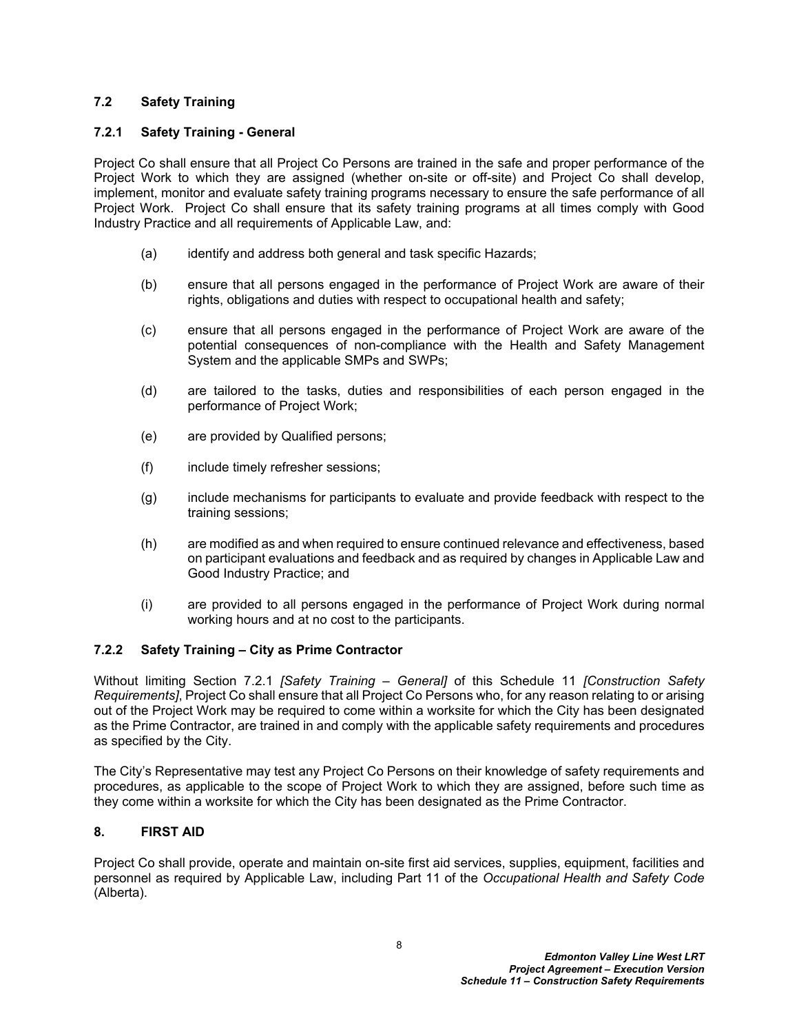### 7.2 Safety Training

#### 7.2.1 Safety Training - General

Project Co shall ensure that all Project Co Persons are trained in the safe and proper performance of the Project Work to which they are assigned (whether on-site or off-site) and Project Co shall develop, implement, monitor and evaluate safety training programs necessary to ensure the safe performance of all Project Work. Project Co shall ensure that its safety training programs at all times comply with Good Industry Practice and all requirements of Applicable Law, and:

(a) identify and address both general and task specific Hazards;

(b) ensure that all persons engaged in the performance of Project Work are aware of their rights, obligations and duties with respect to occupational health and safety;

(c) ensure that all persons engaged in the performance of Project Work are aware of the potential consequences of non-compliance with the Health and Safety Management System and the applicable SMPs and SWPs;

(d) are tailored to the tasks, duties and responsibilities of each person engaged in the performance of Project Work;

(e) are provided by Qualified persons;

(f) include timely refresher sessions;

(g) include mechanisms for participants to evaluate and provide feedback with respect to the training sessions;

(h) are modified as and when required to ensure continued relevance and effectiveness, based on participant evaluations and feedback and as required by changes in Applicable Law and Good Industry Practice; and

(i) are provided to all persons engaged in the performance of Project Work during normal working hours and at no cost to the participants.

#### 7.2.2 Safety Training – City as Prime Contractor

Without limiting Section 7.2.1 *[Safety Training – General]* of this Schedule 11 *[Construction Safety Requirements]*, Project Co shall ensure that all Project Co Persons who, for any reason relating to or arising out of the Project Work may be required to come within a worksite for which the City has been designated as the Prime Contractor, are trained in and comply with the applicable safety requirements and procedures as specified by the City.

The City's Representative may test any Project Co Persons on their knowledge of safety requirements and procedures, as applicable to the scope of Project Work to which they are assigned, before such time as they come within a worksite for which the City has been designated as the Prime Contractor.

## 8. FIRST AID

Project Co shall provide, operate and maintain on-site first aid services, supplies, equipment, facilities and personnel as required by Applicable Law, including Part 11 of the *Occupational Health and Safety Code* (Alberta).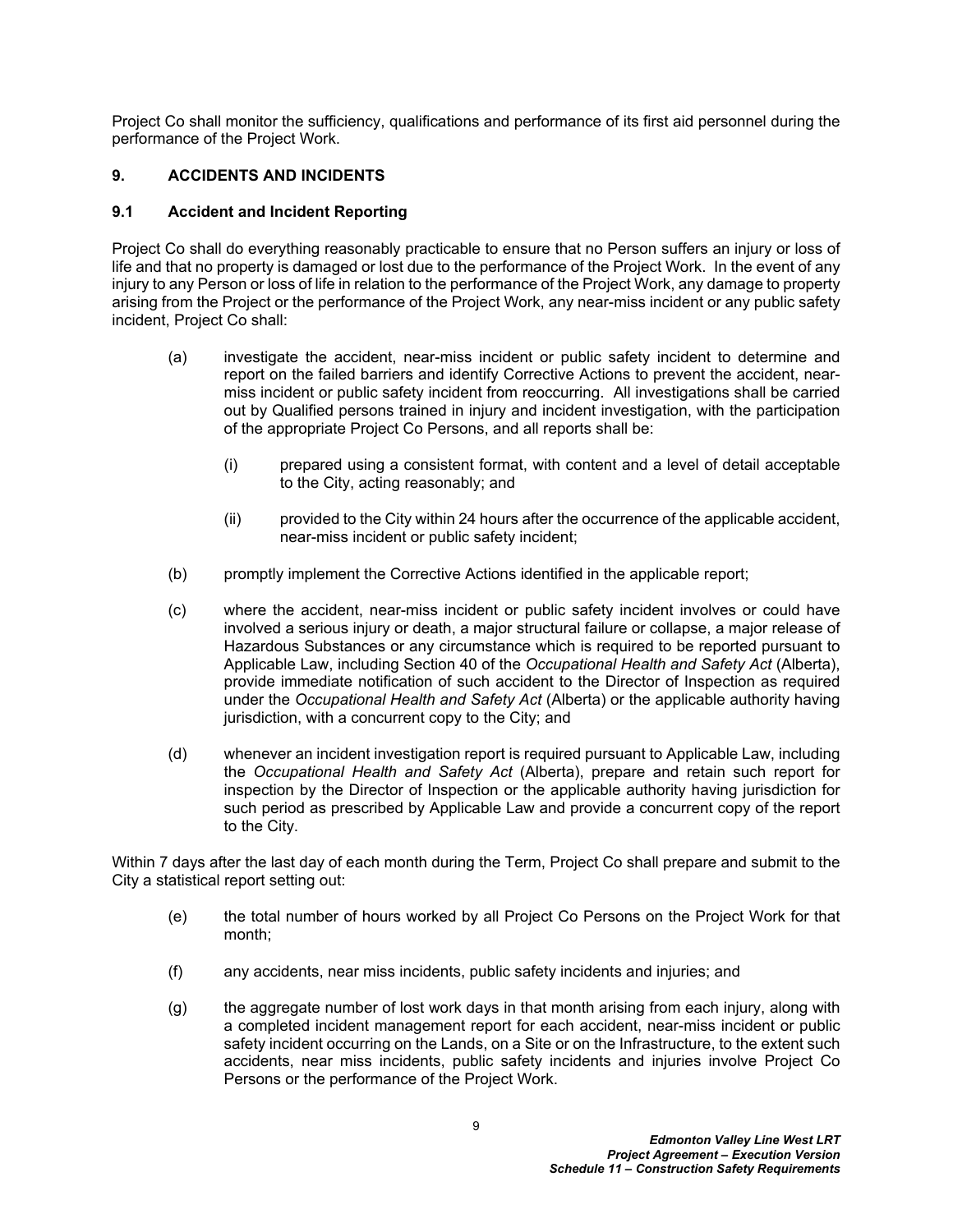Project Co shall monitor the sufficiency, qualifications and performance of its first aid personnel during the performance of the Project Work.

## 9. ACCIDENTS AND INCIDENTS

### 9.1 Accident and Incident Reporting

Project Co shall do everything reasonably practicable to ensure that no Person suffers an injury or loss of life and that no property is damaged or lost due to the performance of the Project Work. In the event of any injury to any Person or loss of life in relation to the performance of the Project Work, any damage to property arising from the Project or the performance of the Project Work, any near-miss incident or any public safety incident, Project Co shall:

(a) investigate the accident, near-miss incident or public safety incident to determine and report on the failed barriers and identify Corrective Actions to prevent the accident, near-miss incident or public safety incident from reoccurring. All investigations shall be carried out by Qualified persons trained in injury and incident investigation, with the participation of the appropriate Project Co Persons, and all reports shall be:

  (i) prepared using a consistent format, with content and a level of detail acceptable to the City, acting reasonably; and

  (ii) provided to the City within 24 hours after the occurrence of the applicable accident, near-miss incident or public safety incident;

(b) promptly implement the Corrective Actions identified in the applicable report;

(c) where the accident, near-miss incident or public safety incident involves or could have involved a serious injury or death, a major structural failure or collapse, a major release of Hazardous Substances or any circumstance which is required to be reported pursuant to Applicable Law, including Section 40 of the *Occupational Health and Safety Act* (Alberta), provide immediate notification of such accident to the Director of Inspection as required under the *Occupational Health and Safety Act* (Alberta) or the applicable authority having jurisdiction, with a concurrent copy to the City; and

(d) whenever an incident investigation report is required pursuant to Applicable Law, including the *Occupational Health and Safety Act* (Alberta), prepare and retain such report for inspection by the Director of Inspection or the applicable authority having jurisdiction for such period as prescribed by Applicable Law and provide a concurrent copy of the report to the City.

Within 7 days after the last day of each month during the Term, Project Co shall prepare and submit to the City a statistical report setting out:

(e) the total number of hours worked by all Project Co Persons on the Project Work for that month;

(f) any accidents, near miss incidents, public safety incidents and injuries; and

(g) the aggregate number of lost work days in that month arising from each injury, along with a completed incident management report for each accident, near-miss incident or public safety incident occurring on the Lands, on a Site or on the Infrastructure, to the extent such accidents, near miss incidents, public safety incidents and injuries involve Project Co Persons or the performance of the Project Work.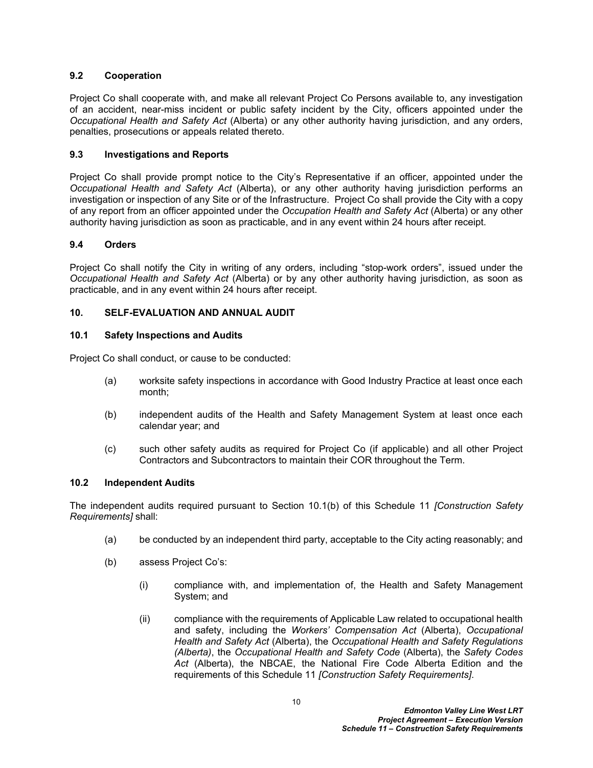### 9.2 Cooperation

Project Co shall cooperate with, and make all relevant Project Co Persons available to, any investigation of an accident, near-miss incident or public safety incident by the City, officers appointed under the *Occupational Health and Safety Act* (Alberta) or any other authority having jurisdiction, and any orders, penalties, prosecutions or appeals related thereto.

### 9.3 Investigations and Reports

Project Co shall provide prompt notice to the City's Representative if an officer, appointed under the *Occupational Health and Safety Act* (Alberta), or any other authority having jurisdiction performs an investigation or inspection of any Site or of the Infrastructure. Project Co shall provide the City with a copy of any report from an officer appointed under the *Occupation Health and Safety Act* (Alberta) or any other authority having jurisdiction as soon as practicable, and in any event within 24 hours after receipt.

### 9.4 Orders

Project Co shall notify the City in writing of any orders, including "stop-work orders", issued under the *Occupational Health and Safety Act* (Alberta) or by any other authority having jurisdiction, as soon as practicable, and in any event within 24 hours after receipt.

## 10. SELF-EVALUATION AND ANNUAL AUDIT

### 10.1 Safety Inspections and Audits

Project Co shall conduct, or cause to be conducted:

(a) worksite safety inspections in accordance with Good Industry Practice at least once each month;

(b) independent audits of the Health and Safety Management System at least once each calendar year; and

(c) such other safety audits as required for Project Co (if applicable) and all other Project Contractors and Subcontractors to maintain their COR throughout the Term.

### 10.2 Independent Audits

The independent audits required pursuant to Section 10.1(b) of this Schedule 11 *[Construction Safety Requirements]* shall:

(a) be conducted by an independent third party, acceptable to the City acting reasonably; and

(b) assess Project Co's:

(i) compliance with, and implementation of, the Health and Safety Management System; and

(ii) compliance with the requirements of Applicable Law related to occupational health and safety, including the *Workers' Compensation Act* (Alberta), *Occupational Health and Safety Act* (Alberta), the *Occupational Health and Safety Regulations (Alberta)*, the *Occupational Health and Safety Code* (Alberta), the *Safety Codes Act* (Alberta), the NBCAE, the National Fire Code Alberta Edition and the requirements of this Schedule 11 *[Construction Safety Requirements]*.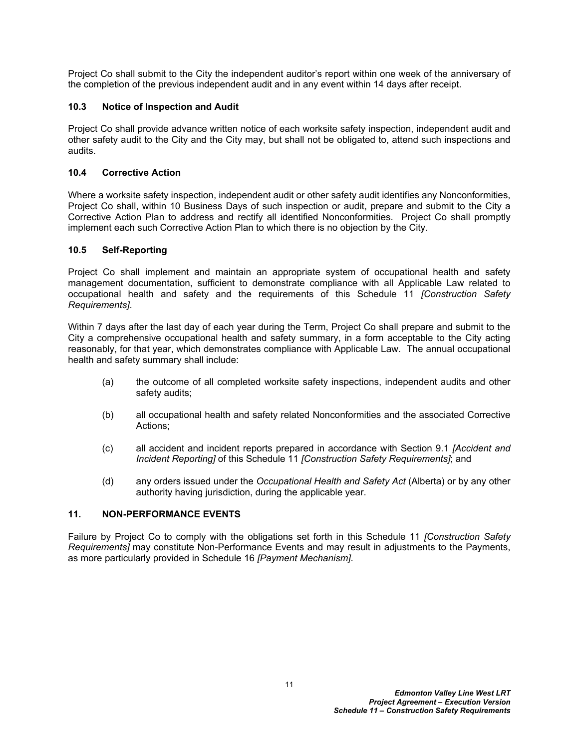Project Co shall submit to the City the independent auditor's report within one week of the anniversary of the completion of the previous independent audit and in any event within 14 days after receipt.

### 10.3 Notice of Inspection and Audit

Project Co shall provide advance written notice of each worksite safety inspection, independent audit and other safety audit to the City and the City may, but shall not be obligated to, attend such inspections and audits.

### 10.4 Corrective Action

Where a worksite safety inspection, independent audit or other safety audit identifies any Nonconformities, Project Co shall, within 10 Business Days of such inspection or audit, prepare and submit to the City a Corrective Action Plan to address and rectify all identified Nonconformities. Project Co shall promptly implement each such Corrective Action Plan to which there is no objection by the City.

### 10.5 Self-Reporting

Project Co shall implement and maintain an appropriate system of occupational health and safety management documentation, sufficient to demonstrate compliance with all Applicable Law related to occupational health and safety and the requirements of this Schedule 11 *[Construction Safety Requirements]*.

Within 7 days after the last day of each year during the Term, Project Co shall prepare and submit to the City a comprehensive occupational health and safety summary, in a form acceptable to the City acting reasonably, for that year, which demonstrates compliance with Applicable Law. The annual occupational health and safety summary shall include:

(a) the outcome of all completed worksite safety inspections, independent audits and other safety audits;

(b) all occupational health and safety related Nonconformities and the associated Corrective Actions;

(c) all accident and incident reports prepared in accordance with Section 9.1 *[Accident and Incident Reporting]* of this Schedule 11 *[Construction Safety Requirements]*; and

(d) any orders issued under the *Occupational Health and Safety Act* (Alberta) or by any other authority having jurisdiction, during the applicable year.

## 11. NON-PERFORMANCE EVENTS

Failure by Project Co to comply with the obligations set forth in this Schedule 11 *[Construction Safety Requirements]* may constitute Non-Performance Events and may result in adjustments to the Payments, as more particularly provided in Schedule 16 *[Payment Mechanism]*.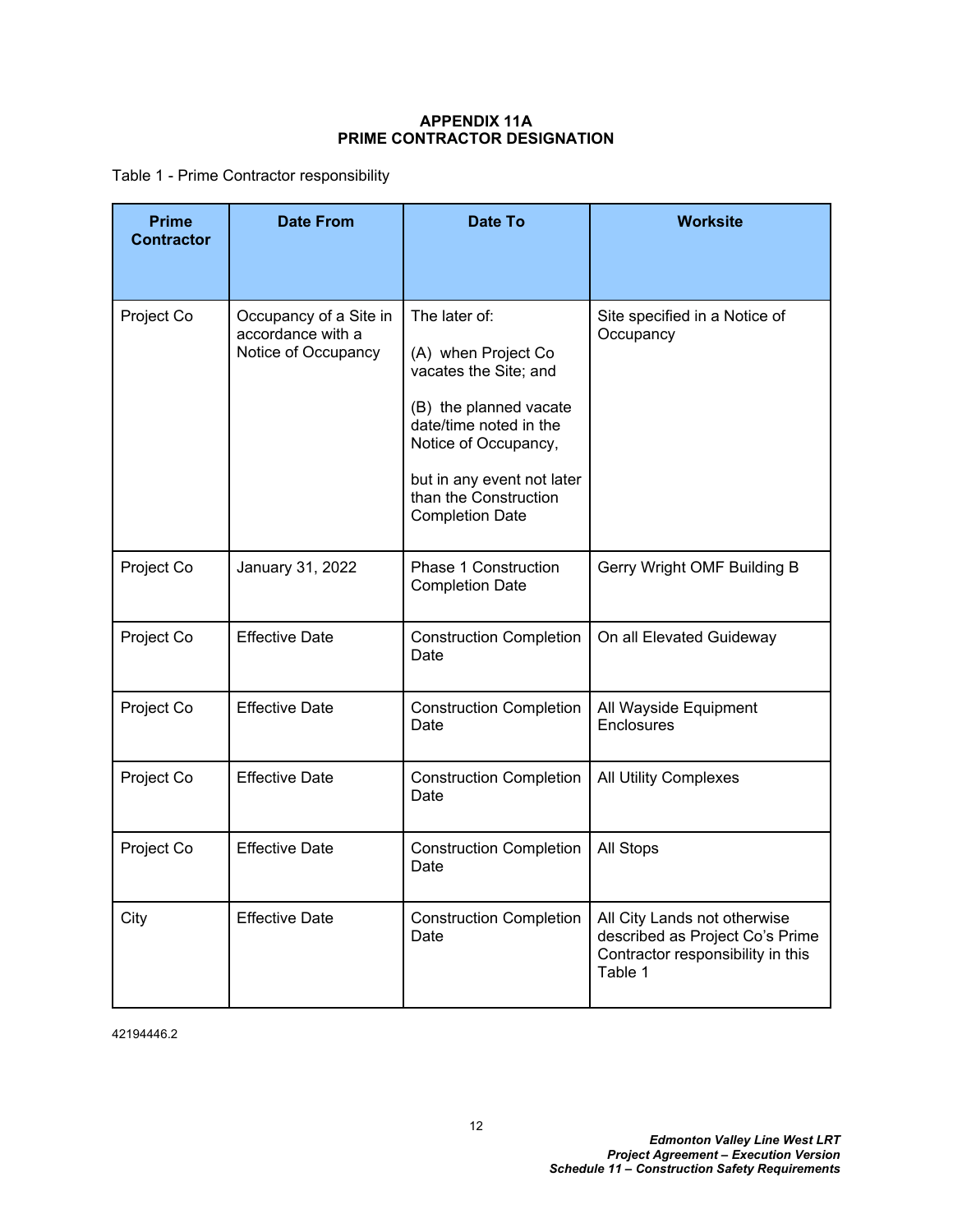**APPENDIX 11A**
**PRIME CONTRACTOR DESIGNATION**

Table 1 - Prime Contractor responsibility

| Prime Contractor | Date From | Date To | Worksite |
|---|---|---|---|
| Project Co | Occupancy of a Site in accordance with a Notice of Occupancy | The later of:<br><br>(A) when Project Co vacates the Site; and<br><br>(B) the planned vacate date/time noted in the Notice of Occupancy,<br><br>but in any event not later than the Construction Completion Date | Site specified in a Notice of Occupancy |
| Project Co | January 31, 2022 | Phase 1 Construction Completion Date | Gerry Wright OMF Building B |
| Project Co | Effective Date | Construction Completion Date | On all Elevated Guideway |
| Project Co | Effective Date | Construction Completion Date | All Wayside Equipment Enclosures |
| Project Co | Effective Date | Construction Completion Date | All Utility Complexes |
| Project Co | Effective Date | Construction Completion Date | All Stops |
| City | Effective Date | Construction Completion Date | All City Lands not otherwise described as Project Co's Prime Contractor responsibility in this Table 1 |

42194446.2